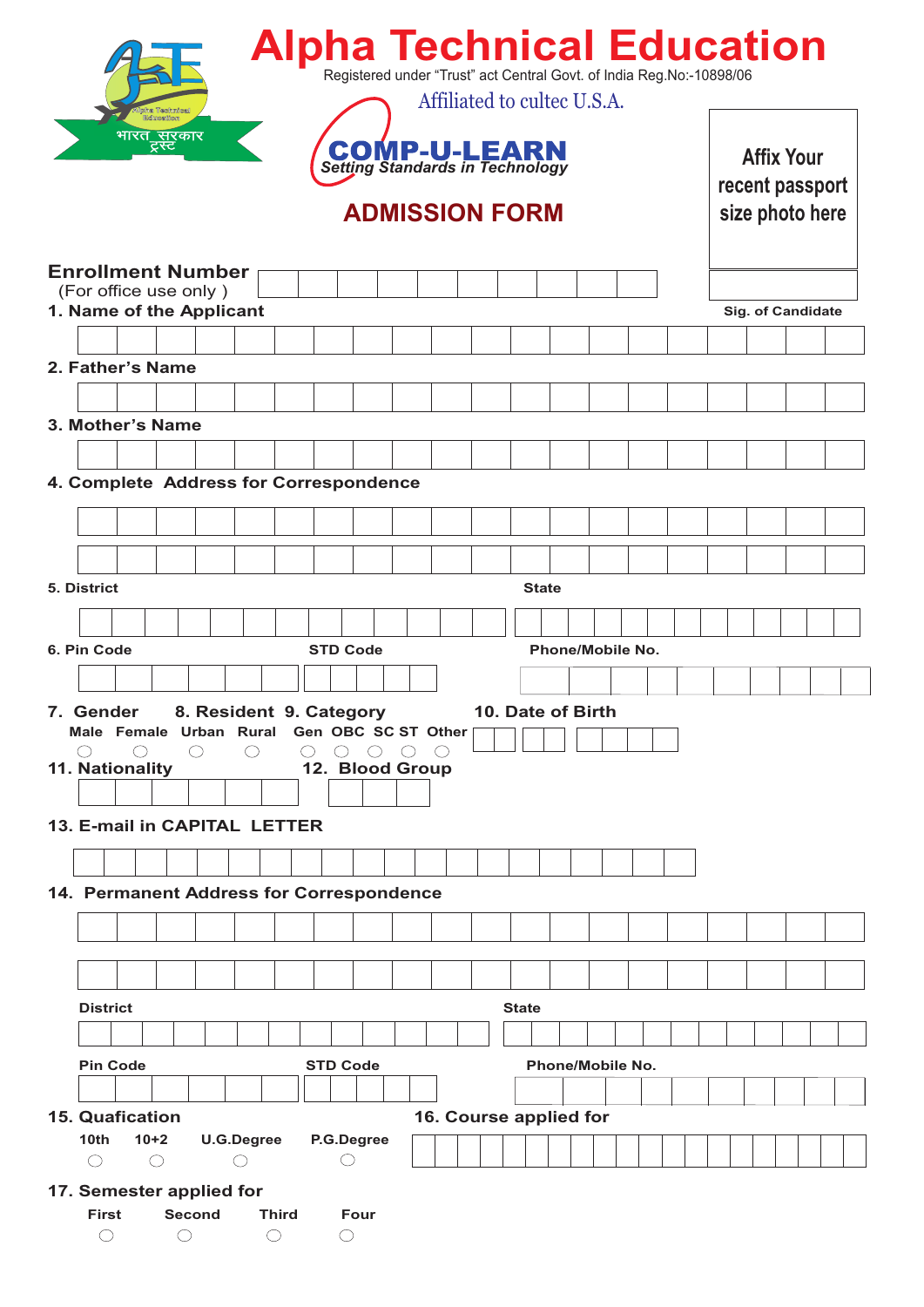# Alpha Technical Education

Registered under "Trust" act Central Govt. of India Reg.No:-10898/06

Affiliated to cultec U.S.A.

भारत सरकार ट्रस्ट

Alpha Technical Education

**COMP-U-LEARN**
*Setting Standards in Technology*

## ADMISSION FORM

Affix Your recent passport size photo here

Sig. of Candidate

**Enrollment Number**
(For office use only )

**1. Name of the Applicant**

**2. Father's Name**

**3. Mother's Name**

**4. Complete Address for Correspondence**

**5. District** **State**

**6. Pin Code** **STD Code** **Phone/Mobile No.**

**7. Gender** Male ◯ Female ◯

**8. Resident** Urban ◯ Rural ◯

**9. Category** Gen ◯ OBC ◯ SC ◯ ST ◯ Other ◯

**10. Date of Birth**

**11. Nationality**

**12. Blood Group**

**13. E-mail in CAPITAL LETTER**

**14. Permanent Address for Correspondence**

**District** **State**

**Pin Code** **STD Code** **Phone/Mobile No.**

**15. Quafication**

10th ◯ 10+2 ◯ U.G.Degree ◯ P.G.Degree ◯

**16. Course applied for**

**17. Semester applied for**

First ◯ Second ◯ Third ◯ Four ◯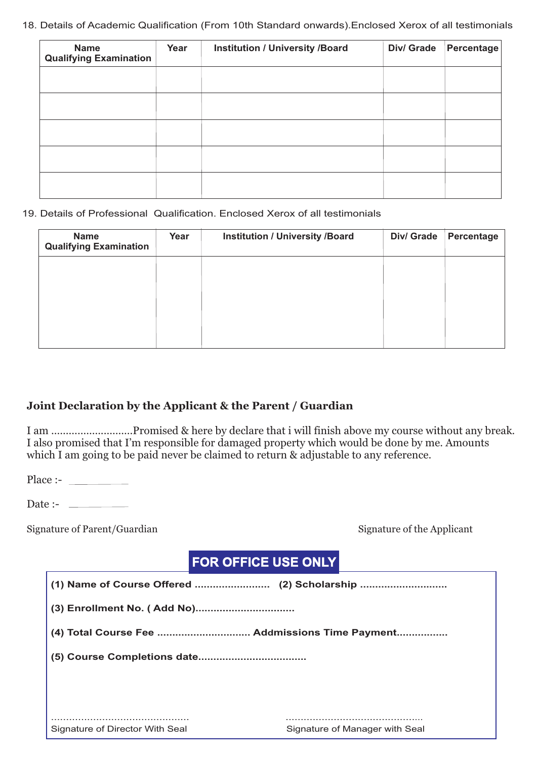18. Details of Academic Qualification (From 10th Standard onwards).Enclosed Xerox of all testimonials

| Name Qualifying Examination | Year | Institution / University /Board | Div/ Grade | Percentage |
|---|---|---|---|---|
| | | | | |
| | | | | |
| | | | | |
| | | | | |
| | | | | |

19. Details of Professional Qualification. Enclosed Xerox of all testimonials

| Name Qualifying Examination | Year | Institution / University /Board | Div/ Grade | Percentage |
|---|---|---|---|---|
| | | | | |

## Joint Declaration by the Applicant & the Parent / Guardian

I am ...........................Promised & here by declare that i will finish above my course without any break. I also promised that I'm responsible for damaged property which would be done by me. Amounts which I am going to be paid never be claimed to return & adjustable to any reference.

Place :- ___________

Date :- ___________

Signature of Parent/Guardian

Signature of the Applicant

## FOR OFFICE USE ONLY

**(1) Name of Course Offered ........................ (2) Scholarship ............................**

**(3) Enrollment No. ( Add No)................................**

**(4) Total Course Fee .............................. Addmissions Time Payment................**

**(5) Course Completions date...................................**

.............................................
Signature of Director With Seal

.............................................
Signature of Manager with Seal